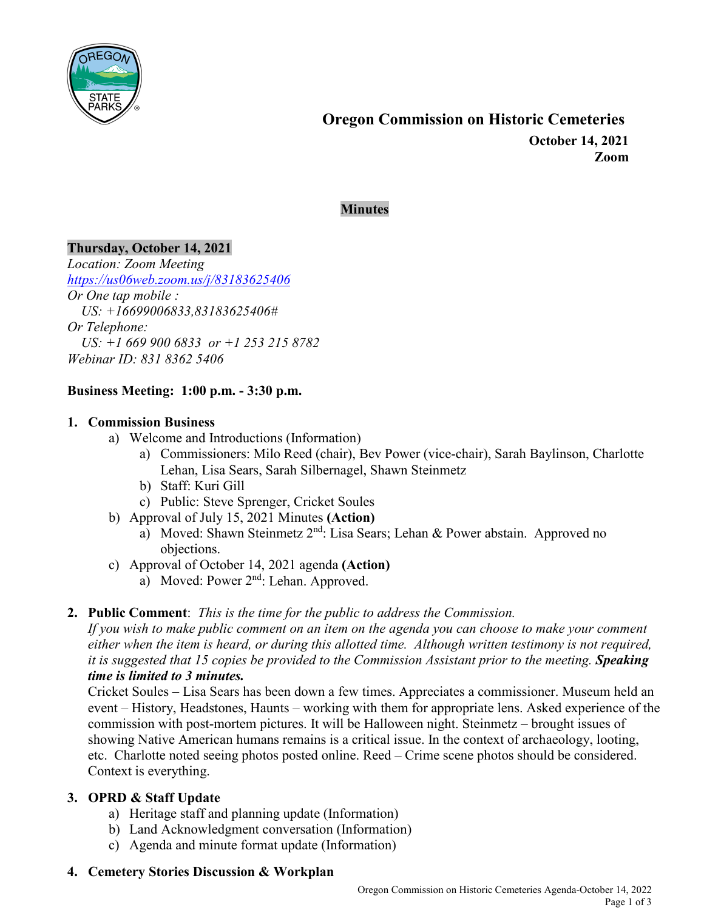# Oregon Commission on Historic Cemeteries

**October 14, 2021**
**Zoom**

## Minutes

**Thursday, October 14, 2021**
*Location: Zoom Meeting*
*https://us06web.zoom.us/j/83183625406*
*Or One tap mobile :*
*US: +16699006833,83183625406#*
*Or Telephone:*
*US: +1 669 900 6833 or +1 253 215 8782*
*Webinar ID: 831 8362 5406*

**Business Meeting: 1:00 p.m. - 3:30 p.m.**

1. **Commission Business**
   a) Welcome and Introductions (Information)
      a) Commissioners: Milo Reed (chair), Bev Power (vice-chair), Sarah Baylinson, Charlotte Lehan, Lisa Sears, Sarah Silbernagel, Shawn Steinmetz
      b) Staff: Kuri Gill
      c) Public: Steve Sprenger, Cricket Soules
   b) Approval of July 15, 2021 Minutes **(Action)**
      a) Moved: Shawn Steinmetz 2nd: Lisa Sears; Lehan & Power abstain. Approved no objections.
   c) Approval of October 14, 2021 agenda **(Action)**
      a) Moved: Power 2nd: Lehan. Approved.

2. **Public Comment**: *This is the time for the public to address the Commission. If you wish to make public comment on an item on the agenda you can choose to make your comment either when the item is heard, or during this allotted time. Although written testimony is not required, it is suggested that 15 copies be provided to the Commission Assistant prior to the meeting.* ***Speaking time is limited to 3 minutes.***
   Cricket Soules – Lisa Sears has been down a few times. Appreciates a commissioner. Museum held an event – History, Headstones, Haunts – working with them for appropriate lens. Asked experience of the commission with post-mortem pictures. It will be Halloween night. Steinmetz – brought issues of showing Native American humans remains is a critical issue. In the context of archaeology, looting, etc. Charlotte noted seeing photos posted online. Reed – Crime scene photos should be considered. Context is everything.

3. **OPRD & Staff Update**
   a) Heritage staff and planning update (Information)
   b) Land Acknowledgment conversation (Information)
   c) Agenda and minute format update (Information)

4. **Cemetery Stories Discussion & Workplan**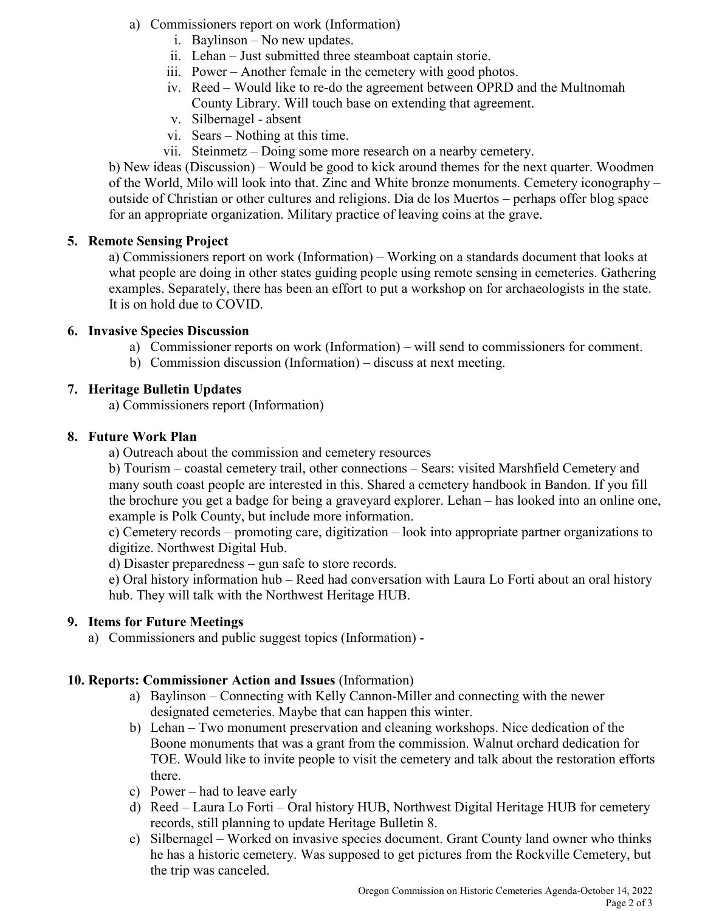a) Commissioners report on work (Information)
   i. Baylinson – No new updates.
   ii. Lehan – Just submitted three steamboat captain storie.
   iii. Power – Another female in the cemetery with good photos.
   iv. Reed – Would like to re-do the agreement between OPRD and the Multnomah County Library. Will touch base on extending that agreement.
   v. Silbernagel - absent
   vi. Sears – Nothing at this time.
   vii. Steinmetz – Doing some more research on a nearby cemetery.

b) New ideas (Discussion) – Would be good to kick around themes for the next quarter. Woodmen of the World, Milo will look into that. Zinc and White bronze monuments. Cemetery iconography – outside of Christian or other cultures and religions. Dia de los Muertos – perhaps offer blog space for an appropriate organization. Military practice of leaving coins at the grave.

**5. Remote Sensing Project**

a) Commissioners report on work (Information) – Working on a standards document that looks at what people are doing in other states guiding people using remote sensing in cemeteries. Gathering examples. Separately, there has been an effort to put a workshop on for archaeologists in the state. It is on hold due to COVID.

**6. Invasive Species Discussion**

a) Commissioner reports on work (Information) – will send to commissioners for comment.
b) Commission discussion (Information) – discuss at next meeting.

**7. Heritage Bulletin Updates**

a) Commissioners report (Information)

**8. Future Work Plan**

a) Outreach about the commission and cemetery resources
b) Tourism – coastal cemetery trail, other connections – Sears: visited Marshfield Cemetery and many south coast people are interested in this. Shared a cemetery handbook in Bandon. If you fill the brochure you get a badge for being a graveyard explorer. Lehan – has looked into an online one, example is Polk County, but include more information.
c) Cemetery records – promoting care, digitization – look into appropriate partner organizations to digitize. Northwest Digital Hub.
d) Disaster preparedness – gun safe to store records.
e) Oral history information hub – Reed had conversation with Laura Lo Forti about an oral history hub. They will talk with the Northwest Heritage HUB.

**9. Items for Future Meetings**

a) Commissioners and public suggest topics (Information) -

**10. Reports: Commissioner Action and Issues** (Information)

a) Baylinson – Connecting with Kelly Cannon-Miller and connecting with the newer designated cemeteries. Maybe that can happen this winter.
b) Lehan – Two monument preservation and cleaning workshops. Nice dedication of the Boone monuments that was a grant from the commission. Walnut orchard dedication for TOE. Would like to invite people to visit the cemetery and talk about the restoration efforts there.
c) Power – had to leave early
d) Reed – Laura Lo Forti – Oral history HUB, Northwest Digital Heritage HUB for cemetery records, still planning to update Heritage Bulletin 8.
e) Silbernagel – Worked on invasive species document. Grant County land owner who thinks he has a historic cemetery. Was supposed to get pictures from the Rockville Cemetery, but the trip was canceled.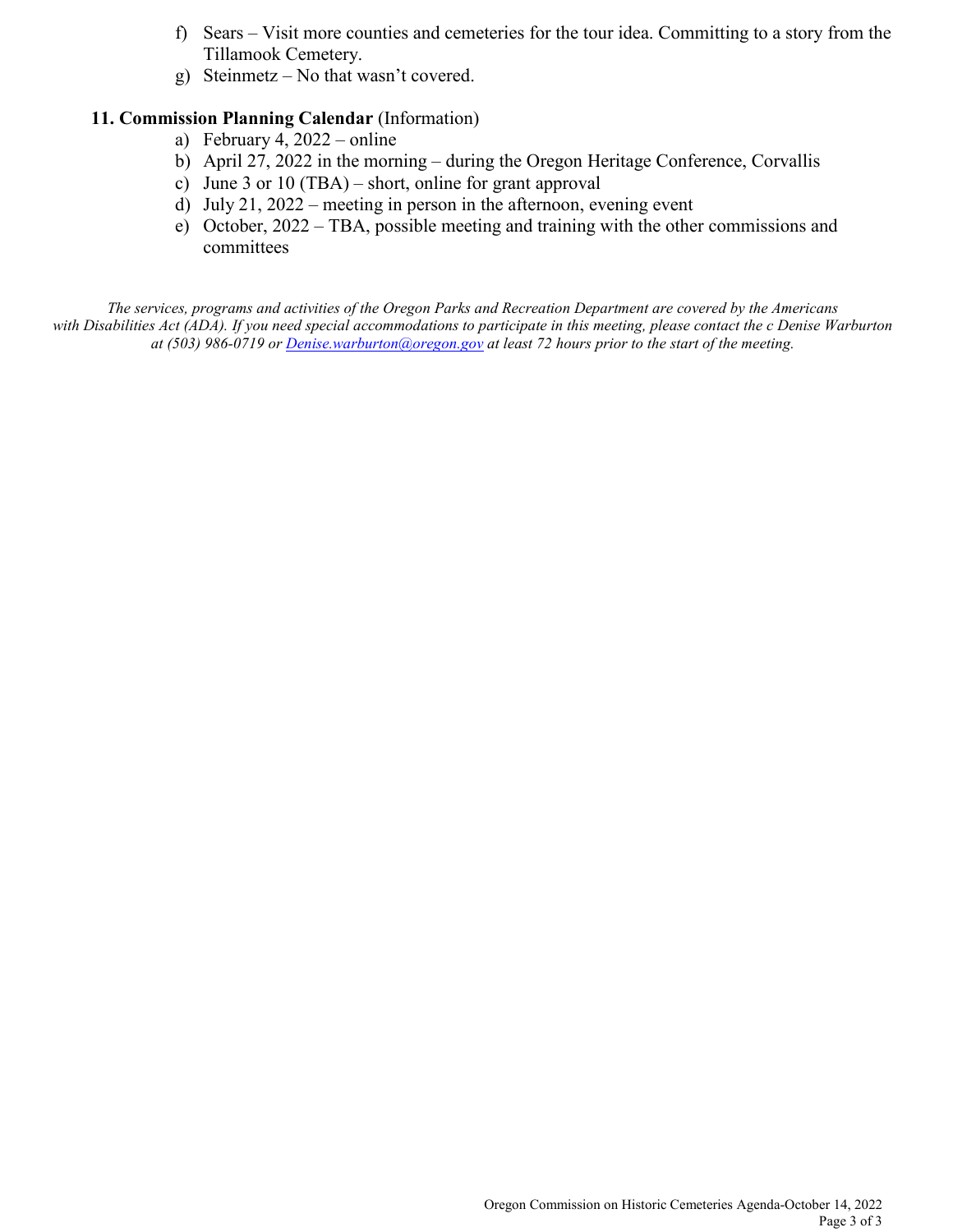f) Sears – Visit more counties and cemeteries for the tour idea. Committing to a story from the Tillamook Cemetery.
g) Steinmetz – No that wasn't covered.

**11. Commission Planning Calendar** (Information)

a) February 4, 2022 – online
b) April 27, 2022 in the morning – during the Oregon Heritage Conference, Corvallis
c) June 3 or 10 (TBA) – short, online for grant approval
d) July 21, 2022 – meeting in person in the afternoon, evening event
e) October, 2022 – TBA, possible meeting and training with the other commissions and committees

*The services, programs and activities of the Oregon Parks and Recreation Department are covered by the Americans with Disabilities Act (ADA). If you need special accommodations to participate in this meeting, please contact the c Denise Warburton at (503) 986-0719 or [Denise.warburton@oregon.gov](mailto:Denise.warburton@oregon.gov) at least 72 hours prior to the start of the meeting.*